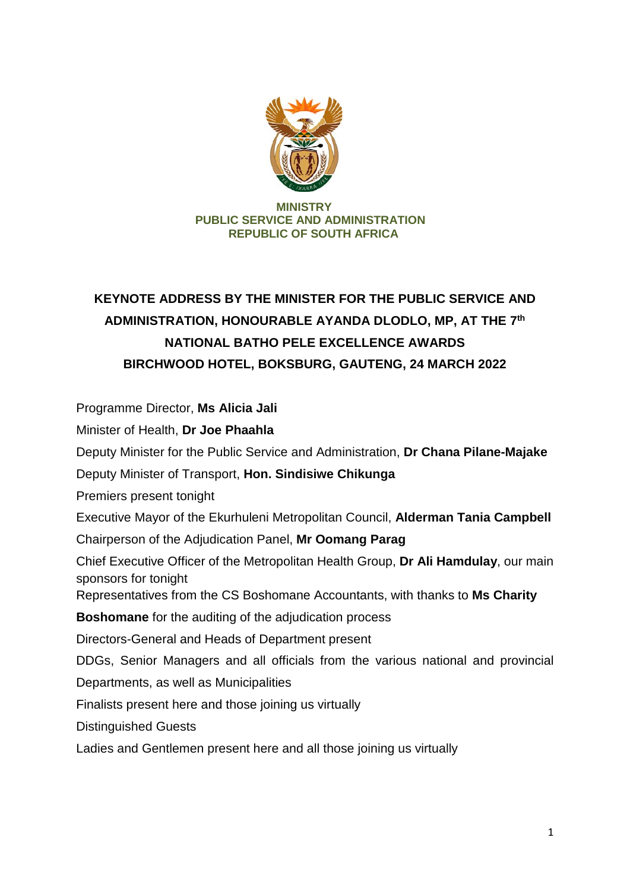**MINISTRY**
**PUBLIC SERVICE AND ADMINISTRATION**
**REPUBLIC OF SOUTH AFRICA**

# KEYNOTE ADDRESS BY THE MINISTER FOR THE PUBLIC SERVICE AND ADMINISTRATION, HONOURABLE AYANDA DLODLO, MP, AT THE 7th NATIONAL BATHO PELE EXCELLENCE AWARDS BIRCHWOOD HOTEL, BOKSBURG, GAUTENG, 24 MARCH 2022

Programme Director, **Ms Alicia Jali**

Minister of Health, **Dr Joe Phaahla**

Deputy Minister for the Public Service and Administration, **Dr Chana Pilane-Majake**

Deputy Minister of Transport, **Hon. Sindisiwe Chikunga**

Premiers present tonight

Executive Mayor of the Ekurhuleni Metropolitan Council, **Alderman Tania Campbell**

Chairperson of the Adjudication Panel, **Mr Oomang Parag**

Chief Executive Officer of the Metropolitan Health Group, **Dr Ali Hamdulay**, our main sponsors for tonight

Representatives from the CS Boshomane Accountants, with thanks to **Ms Charity Boshomane** for the auditing of the adjudication process

Directors-General and Heads of Department present

DDGs, Senior Managers and all officials from the various national and provincial Departments, as well as Municipalities

Finalists present here and those joining us virtually

Distinguished Guests

Ladies and Gentlemen present here and all those joining us virtually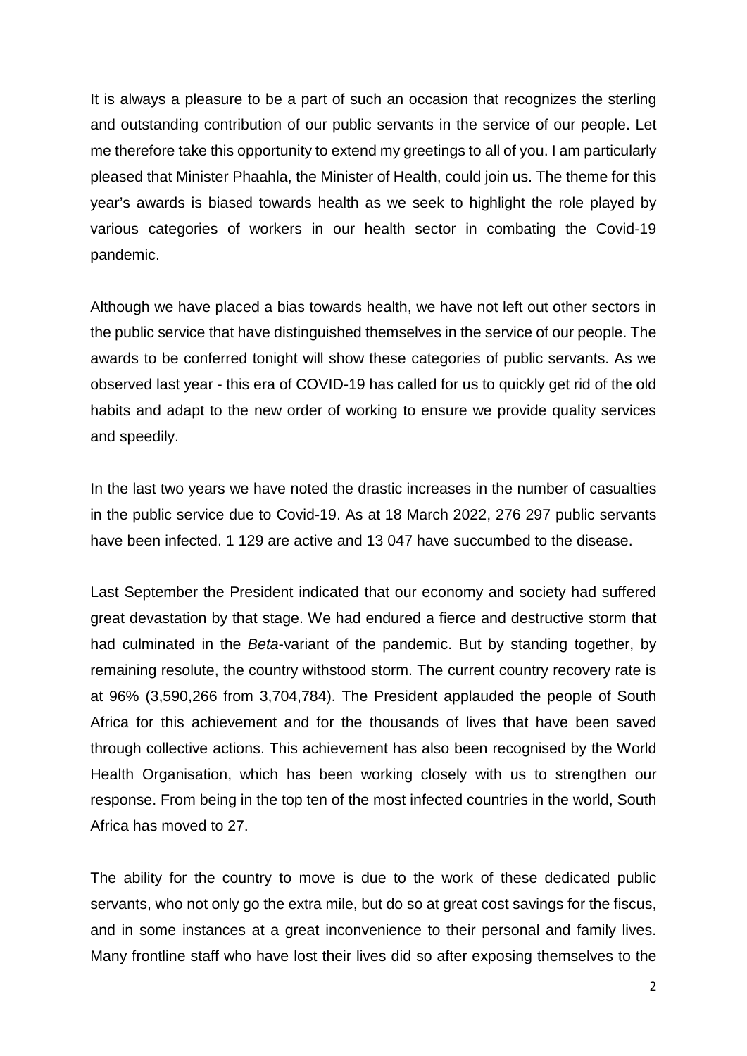It is always a pleasure to be a part of such an occasion that recognizes the sterling and outstanding contribution of our public servants in the service of our people. Let me therefore take this opportunity to extend my greetings to all of you. I am particularly pleased that Minister Phaahla, the Minister of Health, could join us. The theme for this year's awards is biased towards health as we seek to highlight the role played by various categories of workers in our health sector in combating the Covid-19 pandemic.

Although we have placed a bias towards health, we have not left out other sectors in the public service that have distinguished themselves in the service of our people. The awards to be conferred tonight will show these categories of public servants. As we observed last year - this era of COVID-19 has called for us to quickly get rid of the old habits and adapt to the new order of working to ensure we provide quality services and speedily.

In the last two years we have noted the drastic increases in the number of casualties in the public service due to Covid-19. As at 18 March 2022, 276 297 public servants have been infected. 1 129 are active and 13 047 have succumbed to the disease.

Last September the President indicated that our economy and society had suffered great devastation by that stage. We had endured a fierce and destructive storm that had culminated in the *Beta*-variant of the pandemic. But by standing together, by remaining resolute, the country withstood storm. The current country recovery rate is at 96% (3,590,266 from 3,704,784). The President applauded the people of South Africa for this achievement and for the thousands of lives that have been saved through collective actions. This achievement has also been recognised by the World Health Organisation, which has been working closely with us to strengthen our response. From being in the top ten of the most infected countries in the world, South Africa has moved to 27.

The ability for the country to move is due to the work of these dedicated public servants, who not only go the extra mile, but do so at great cost savings for the fiscus, and in some instances at a great inconvenience to their personal and family lives. Many frontline staff who have lost their lives did so after exposing themselves to the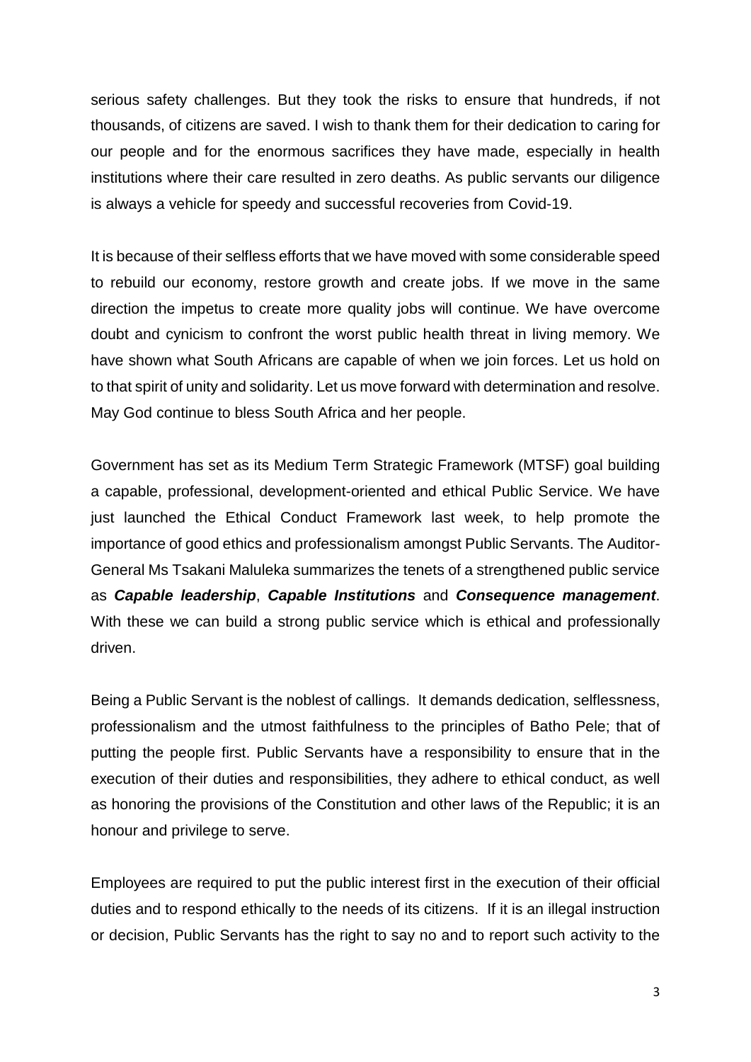serious safety challenges. But they took the risks to ensure that hundreds, if not thousands, of citizens are saved. I wish to thank them for their dedication to caring for our people and for the enormous sacrifices they have made, especially in health institutions where their care resulted in zero deaths. As public servants our diligence is always a vehicle for speedy and successful recoveries from Covid-19.

It is because of their selfless efforts that we have moved with some considerable speed to rebuild our economy, restore growth and create jobs. If we move in the same direction the impetus to create more quality jobs will continue. We have overcome doubt and cynicism to confront the worst public health threat in living memory. We have shown what South Africans are capable of when we join forces. Let us hold on to that spirit of unity and solidarity. Let us move forward with determination and resolve. May God continue to bless South Africa and her people.

Government has set as its Medium Term Strategic Framework (MTSF) goal building a capable, professional, development-oriented and ethical Public Service. We have just launched the Ethical Conduct Framework last week, to help promote the importance of good ethics and professionalism amongst Public Servants. The Auditor-General Ms Tsakani Maluleka summarizes the tenets of a strengthened public service as ***Capable leadership***, ***Capable Institutions*** and ***Consequence management***. With these we can build a strong public service which is ethical and professionally driven.

Being a Public Servant is the noblest of callings. It demands dedication, selflessness, professionalism and the utmost faithfulness to the principles of Batho Pele; that of putting the people first. Public Servants have a responsibility to ensure that in the execution of their duties and responsibilities, they adhere to ethical conduct, as well as honoring the provisions of the Constitution and other laws of the Republic; it is an honour and privilege to serve.

Employees are required to put the public interest first in the execution of their official duties and to respond ethically to the needs of its citizens. If it is an illegal instruction or decision, Public Servants has the right to say no and to report such activity to the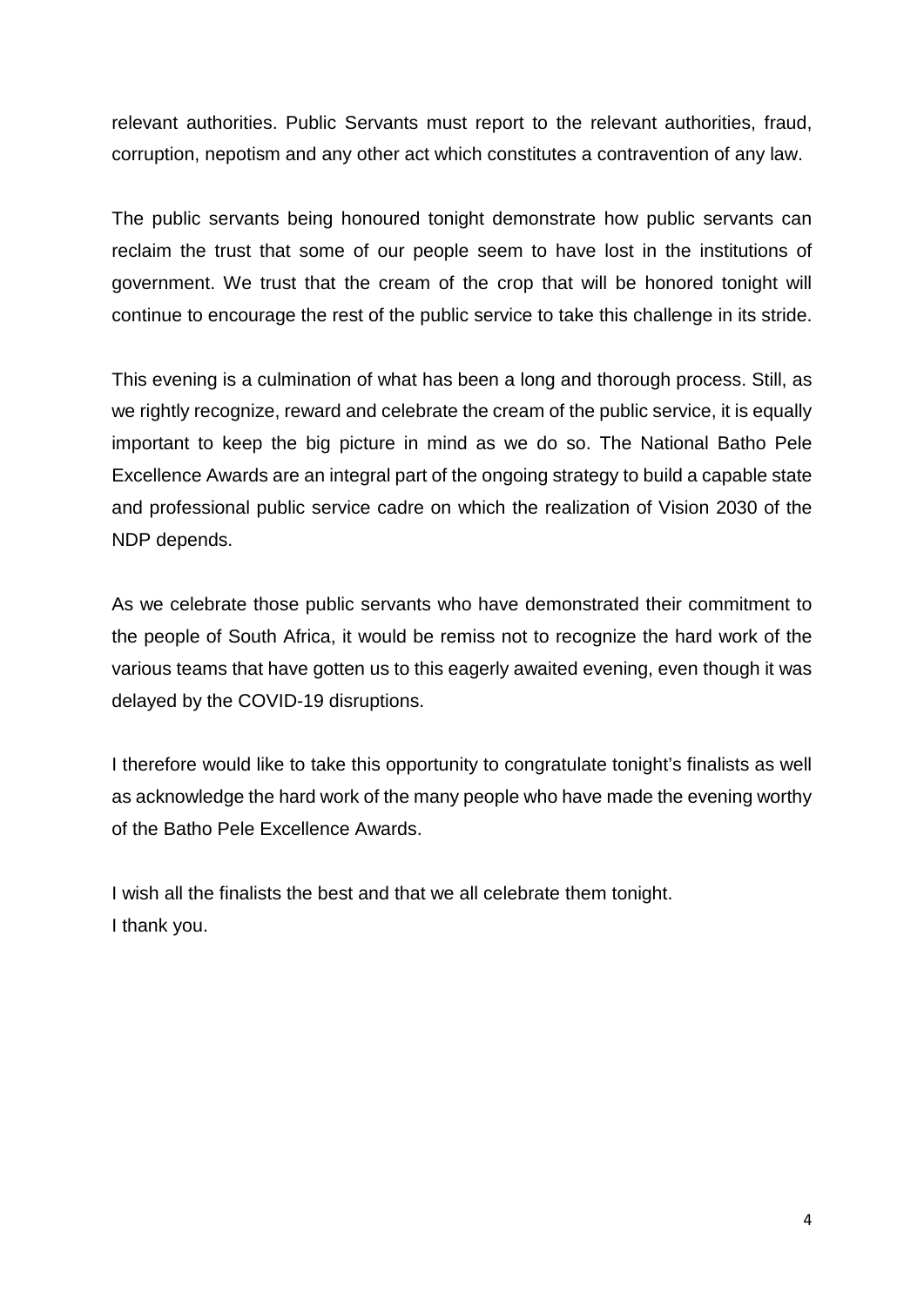relevant authorities. Public Servants must report to the relevant authorities, fraud, corruption, nepotism and any other act which constitutes a contravention of any law.

The public servants being honoured tonight demonstrate how public servants can reclaim the trust that some of our people seem to have lost in the institutions of government. We trust that the cream of the crop that will be honored tonight will continue to encourage the rest of the public service to take this challenge in its stride.

This evening is a culmination of what has been a long and thorough process. Still, as we rightly recognize, reward and celebrate the cream of the public service, it is equally important to keep the big picture in mind as we do so. The National Batho Pele Excellence Awards are an integral part of the ongoing strategy to build a capable state and professional public service cadre on which the realization of Vision 2030 of the NDP depends.

As we celebrate those public servants who have demonstrated their commitment to the people of South Africa, it would be remiss not to recognize the hard work of the various teams that have gotten us to this eagerly awaited evening, even though it was delayed by the COVID-19 disruptions.

I therefore would like to take this opportunity to congratulate tonight's finalists as well as acknowledge the hard work of the many people who have made the evening worthy of the Batho Pele Excellence Awards.

I wish all the finalists the best and that we all celebrate them tonight.
I thank you.